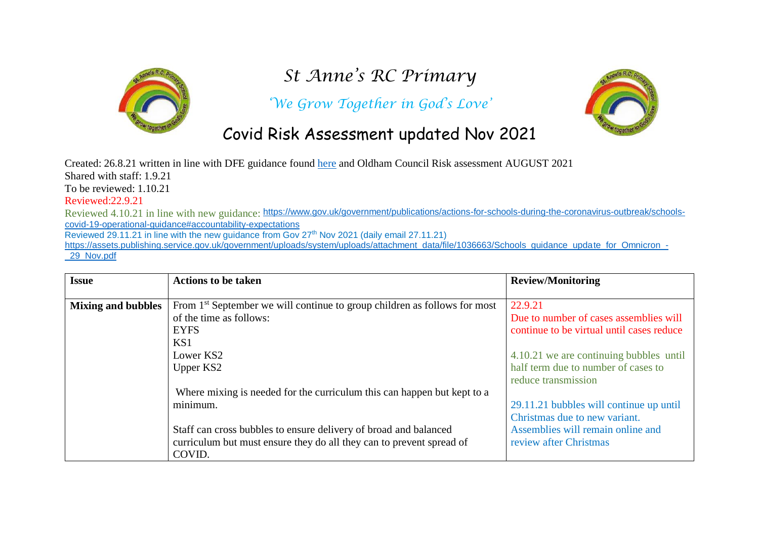# St Anne's RC Primary

*'We Grow Together in God's Love'*

## Covid Risk Assessment updated Nov 2021

Created: 26.8.21 written in line with DFE guidance found [here](#) and Oldham Council Risk assessment AUGUST 2021
Shared with staff: 1.9.21
To be reviewed: 1.10.21
Reviewed:22.9.21
Reviewed 4.10.21 in line with new guidance: https://www.gov.uk/government/publications/actions-for-schools-during-the-coronavirus-outbreak/schools-covid-19-operational-guidance#accountability-expectations
Reviewed 29.11.21 in line with the new guidance from Gov 27th Nov 2021 (daily email 27.11.21)
https://assets.publishing.service.gov.uk/government/uploads/system/uploads/attachment_data/file/1036663/Schools_guidance_update_for_Omnicron_-_29_Nov.pdf

| Issue | Actions to be taken | Review/Monitoring |
| --- | --- | --- |
| **Mixing and bubbles** | From 1st September we will continue to group children as follows for most of the time as follows:<br>EYFS<br>KS1<br>Lower KS2<br>Upper KS2<br><br>Where mixing is needed for the curriculum this can happen but kept to a minimum.<br><br>Staff can cross bubbles to ensure delivery of broad and balanced curriculum but must ensure they do all they can to prevent spread of COVID. | 22.9.21<br>Due to number of cases assemblies will continue to be virtual until cases reduce<br><br>4.10.21 we are continuing bubbles until half term due to number of cases to reduce transmission<br><br>29.11.21 bubbles will continue up until Christmas due to new variant. Assemblies will remain online and review after Christmas |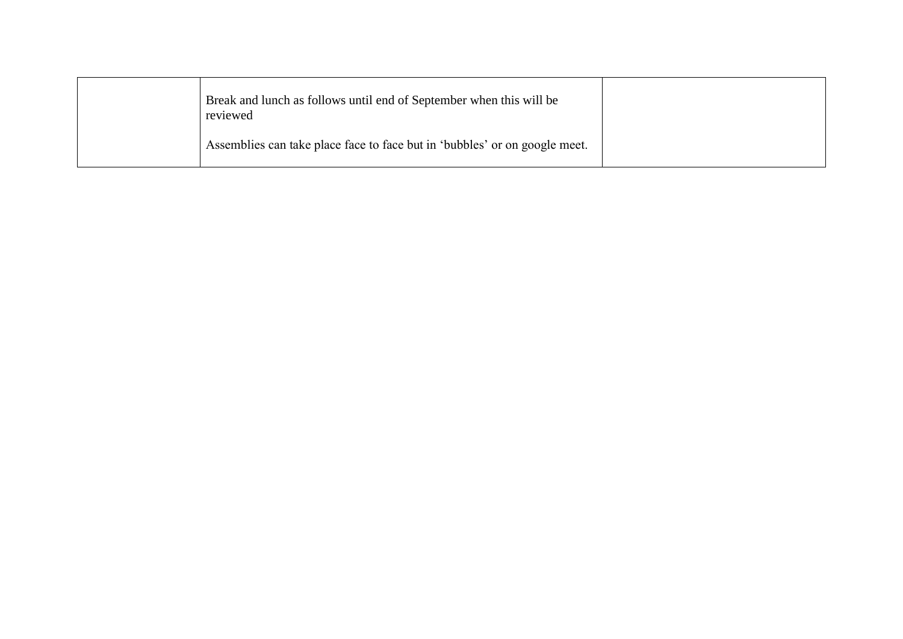| | | |
|---|---|---|
| | Break and lunch as follows until end of September when this will be reviewed<br><br>Assemblies can take place face to face but in ‘bubbles’ or on google meet. | |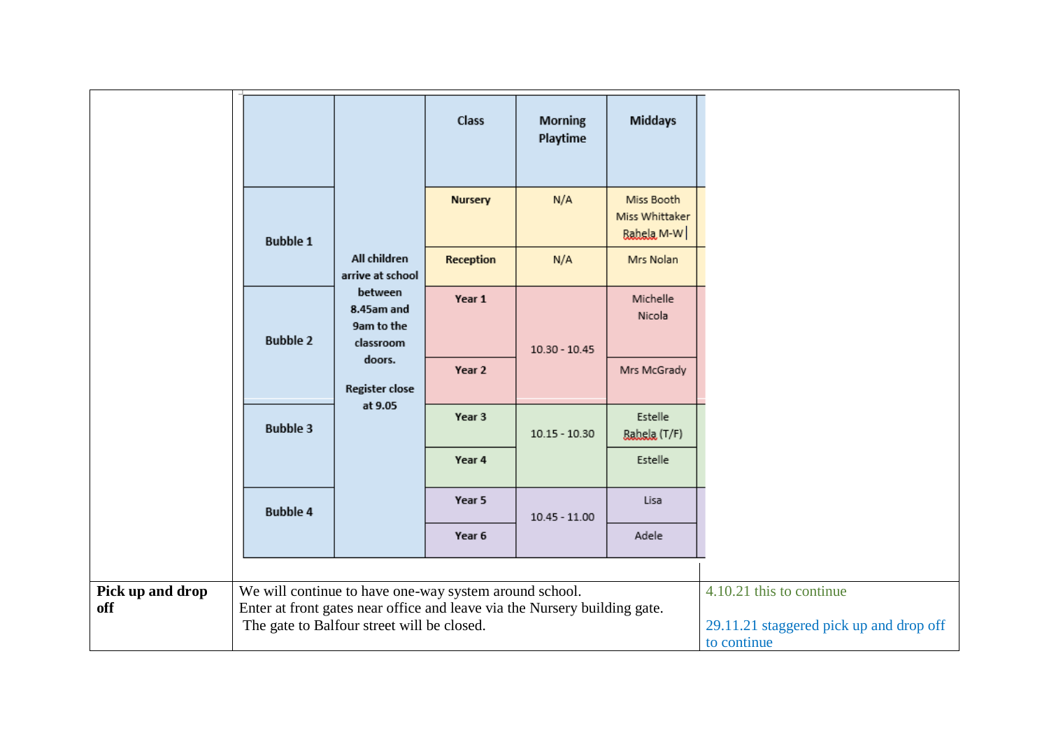|  |  | Class | Morning Playtime | Middays |
|---|---|---|---|---|
| Bubble 1 | All children arrive at school between 8.45am and 9am to the classroom doors.<br><br>Register close at 9.05 | Nursery | N/A | Miss Booth<br>Miss Whittaker<br>Rahela M-W |
|  |  | Reception | N/A | Mrs Nolan |
| Bubble 2 |  | Year 1 | 10.30 - 10.45 | Michelle<br>Nicola |
|  |  | Year 2 |  | Mrs McGrady |
| Bubble 3 |  | Year 3 | 10.15 - 10.30 | Estelle<br>Rahela (T/F) |
|  |  | Year 4 |  | Estelle |
| Bubble 4 |  | Year 5 | 10.45 - 11.00 | Lisa |
|  |  | Year 6 |  | Adele |

| | | |
|---|---|---|
| **Pick up and drop off** | We will continue to have one-way system around school.<br>Enter at front gates near office and leave via the Nursery building gate.<br>The gate to Balfour street will be closed. | 4.10.21 this to continue<br><br>29.11.21 staggered pick up and drop off to continue |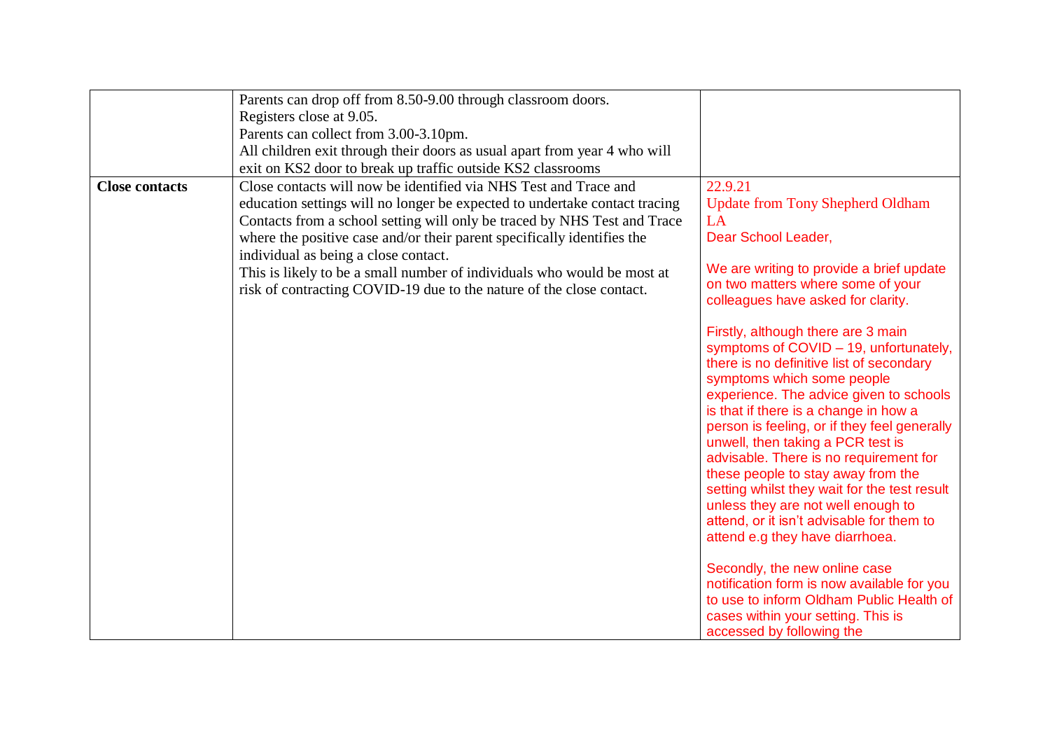| | | |
|---|---|---|
| | Parents can drop off from 8.50-9.00 through classroom doors.<br>Registers close at 9.05.<br>Parents can collect from 3.00-3.10pm.<br>All children exit through their doors as usual apart from year 4 who will exit on KS2 door to break up traffic outside KS2 classrooms | |
| **Close contacts** | Close contacts will now be identified via NHS Test and Trace and education settings will no longer be expected to undertake contact tracing Contacts from a school setting will only be traced by NHS Test and Trace where the positive case and/or their parent specifically identifies the individual as being a close contact.<br>This is likely to be a small number of individuals who would be most at risk of contracting COVID-19 due to the nature of the close contact. | 22.9.21<br>Update from Tony Shepherd Oldham LA<br>Dear School Leader,<br><br>We are writing to provide a brief update on two matters where some of your colleagues have asked for clarity.<br><br>Firstly, although there are 3 main symptoms of COVID – 19, unfortunately, there is no definitive list of secondary symptoms which some people experience. The advice given to schools is that if there is a change in how a person is feeling, or if they feel generally unwell, then taking a PCR test is advisable. There is no requirement for these people to stay away from the setting whilst they wait for the test result unless they are not well enough to attend, or it isn't advisable for them to attend e.g they have diarrhoea.<br><br>Secondly, the new online case notification form is now available for you to use to inform Oldham Public Health of cases within your setting. This is accessed by following the |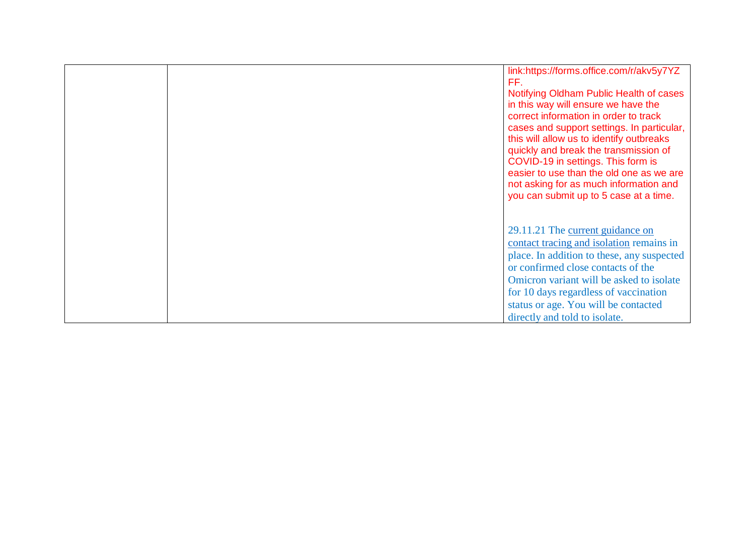|  |  | link:https://forms.office.com/r/akv5y7YZFF.<br>Notifying Oldham Public Health of cases in this way will ensure we have the correct information in order to track cases and support settings. In particular, this will allow us to identify outbreaks quickly and break the transmission of COVID-19 in settings. This form is easier to use than the old one as we are not asking for as much information and you can submit up to 5 case at a time.<br><br>29.11.21 The current guidance on contact tracing and isolation remains in place. In addition to these, any suspected or confirmed close contacts of the Omicron variant will be asked to isolate for 10 days regardless of vaccination status or age. You will be contacted directly and told to isolate. |
|---|---|---|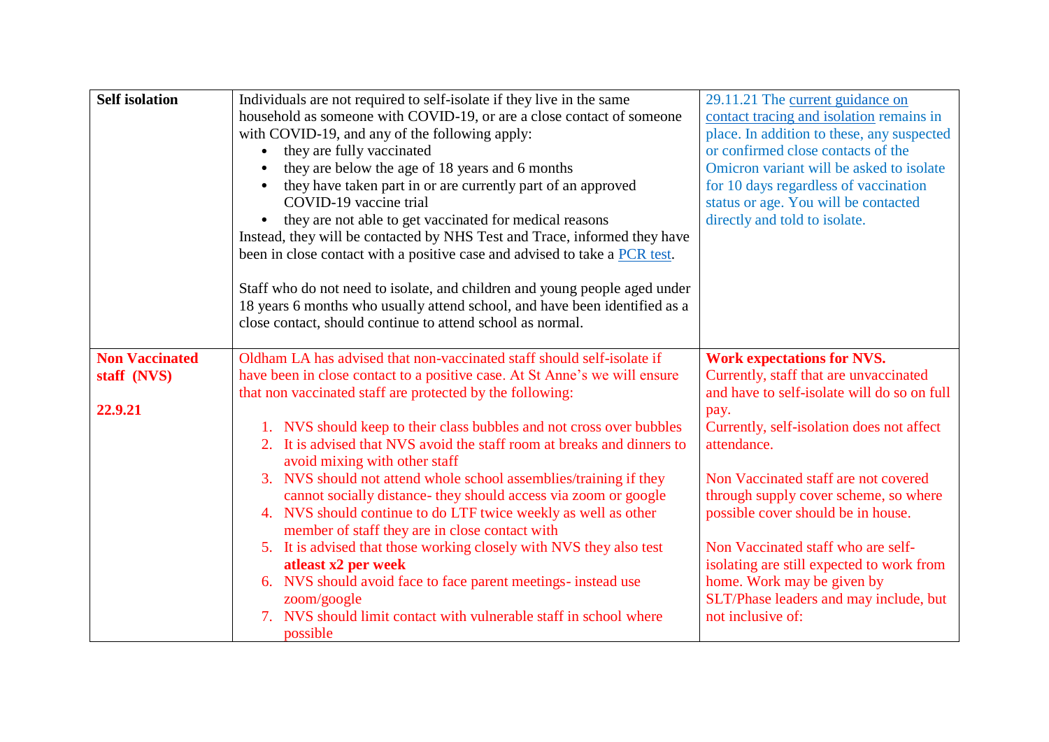| | | |
|---|---|---|
| **Self isolation** | Individuals are not required to self-isolate if they live in the same household as someone with COVID-19, or are a close contact of someone with COVID-19, and any of the following apply:<br>• they are fully vaccinated<br>• they are below the age of 18 years and 6 months<br>• they have taken part in or are currently part of an approved COVID-19 vaccine trial<br>• they are not able to get vaccinated for medical reasons<br>Instead, they will be contacted by NHS Test and Trace, informed they have been in close contact with a positive case and advised to take a PCR test.<br><br>Staff who do not need to isolate, and children and young people aged under 18 years 6 months who usually attend school, and have been identified as a close contact, should continue to attend school as normal. | 29.11.21 The current guidance on contact tracing and isolation remains in place. In addition to these, any suspected or confirmed close contacts of the Omicron variant will be asked to isolate for 10 days regardless of vaccination status or age. You will be contacted directly and told to isolate. |
| **Non Vaccinated staff (NVS)**<br><br>**22.9.21** | Oldham LA has advised that non-vaccinated staff should self-isolate if have been in close contact to a positive case. At St Anne's we will ensure that non vaccinated staff are protected by the following:<br><br>1. NVS should keep to their class bubbles and not cross over bubbles<br>2. It is advised that NVS avoid the staff room at breaks and dinners to avoid mixing with other staff<br>3. NVS should not attend whole school assemblies/training if they cannot socially distance- they should access via zoom or google<br>4. NVS should continue to do LTF twice weekly as well as other member of staff they are in close contact with<br>5. It is advised that those working closely with NVS they also test **atleast x2 per week**<br>6. NVS should avoid face to face parent meetings- instead use zoom/google<br>7. NVS should limit contact with vulnerable staff in school where possible | **Work expectations for NVS.**<br>Currently, staff that are unvaccinated and have to self-isolate will do so on full pay.<br>Currently, self-isolation does not affect attendance.<br><br>Non Vaccinated staff are not covered through supply cover scheme, so where possible cover should be in house.<br><br>Non Vaccinated staff who are self-isolating are still expected to work from home. Work may be given by SLT/Phase leaders and may include, but not inclusive of: |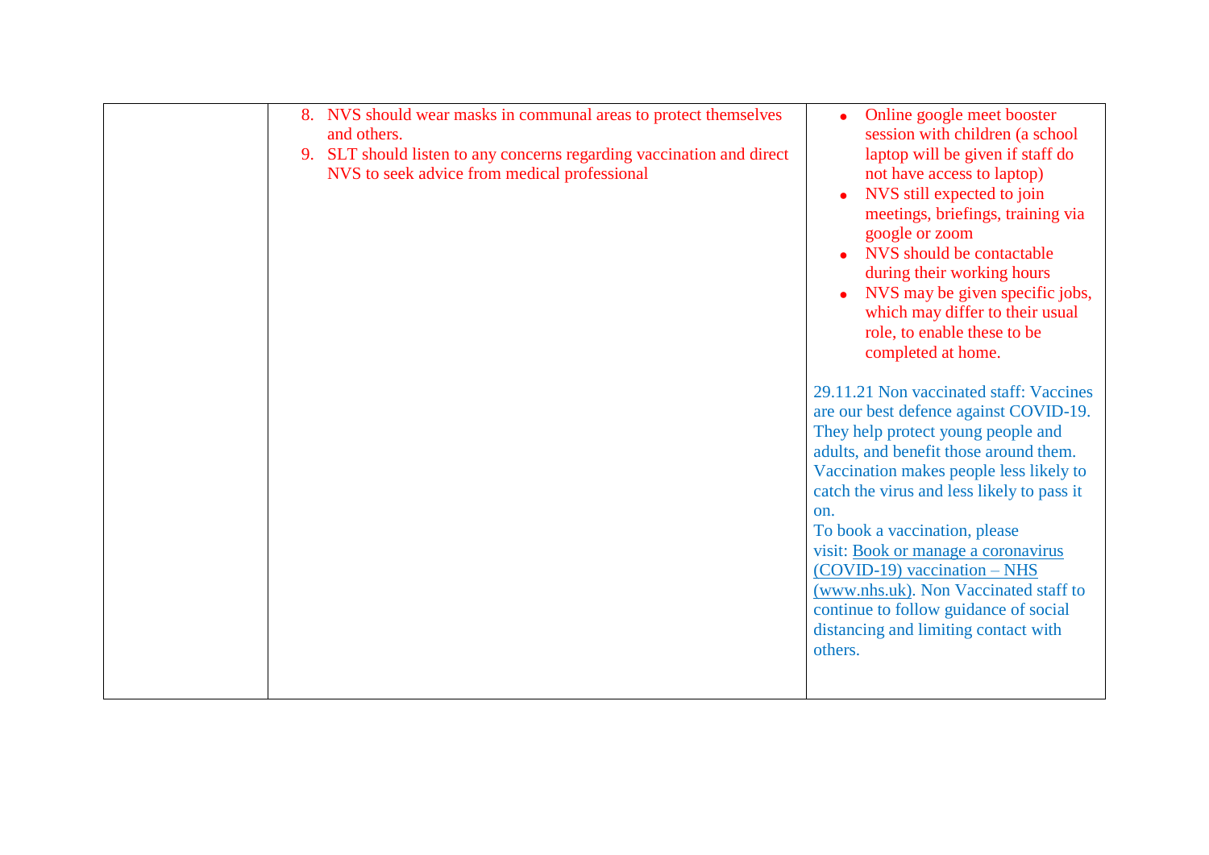| | | |
|---|---|---|
| | 8. NVS should wear masks in communal areas to protect themselves and others.<br>9. SLT should listen to any concerns regarding vaccination and direct NVS to seek advice from medical professional | • Online google meet booster session with children (a school laptop will be given if staff do not have access to laptop)<br>• NVS still expected to join meetings, briefings, training via google or zoom<br>• NVS should be contactable during their working hours<br>• NVS may be given specific jobs, which may differ to their usual role, to enable these to be completed at home.<br><br>29.11.21 Non vaccinated staff: Vaccines are our best defence against COVID-19. They help protect young people and adults, and benefit those around them. Vaccination makes people less likely to catch the virus and less likely to pass it on.<br>To book a vaccination, please visit: [Book or manage a coronavirus (COVID-19) vaccination – NHS (www.nhs.uk)](https://www.nhs.uk). Non Vaccinated staff to continue to follow guidance of social distancing and limiting contact with others. |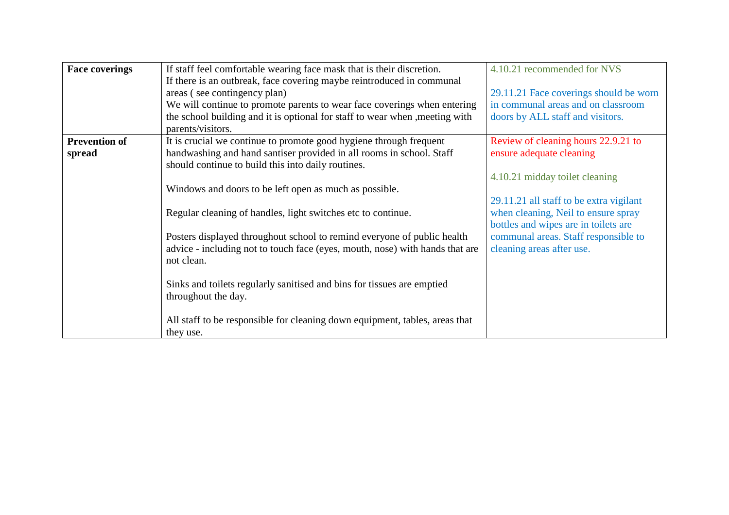| Face coverings | If staff feel comfortable wearing face mask that is their discretion.<br>If there is an outbreak, face covering maybe reintroduced in communal areas ( see contingency plan)<br>We will continue to promote parents to wear face coverings when entering the school building and it is optional for staff to wear when ,meeting with parents/visitors. | 4.10.21 recommended for NVS<br><br>29.11.21 Face coverings should be worn in communal areas and on classroom doors by ALL staff and visitors. |
|---|---|---|
| **Prevention of spread** | It is crucial we continue to promote good hygiene through frequent handwashing and hand santiser provided in all rooms in school. Staff should continue to build this into daily routines.<br><br>Windows and doors to be left open as much as possible.<br><br>Regular cleaning of handles, light switches etc to continue.<br><br>Posters displayed throughout school to remind everyone of public health advice - including not to touch face (eyes, mouth, nose) with hands that are not clean.<br><br>Sinks and toilets regularly sanitised and bins for tissues are emptied throughout the day.<br><br>All staff to be responsible for cleaning down equipment, tables, areas that they use. | Review of cleaning hours 22.9.21 to ensure adequate cleaning<br><br>4.10.21 midday toilet cleaning<br><br>29.11.21 all staff to be extra vigilant when cleaning, Neil to ensure spray bottles and wipes are in toilets are communal areas. Staff responsible to cleaning areas after use. |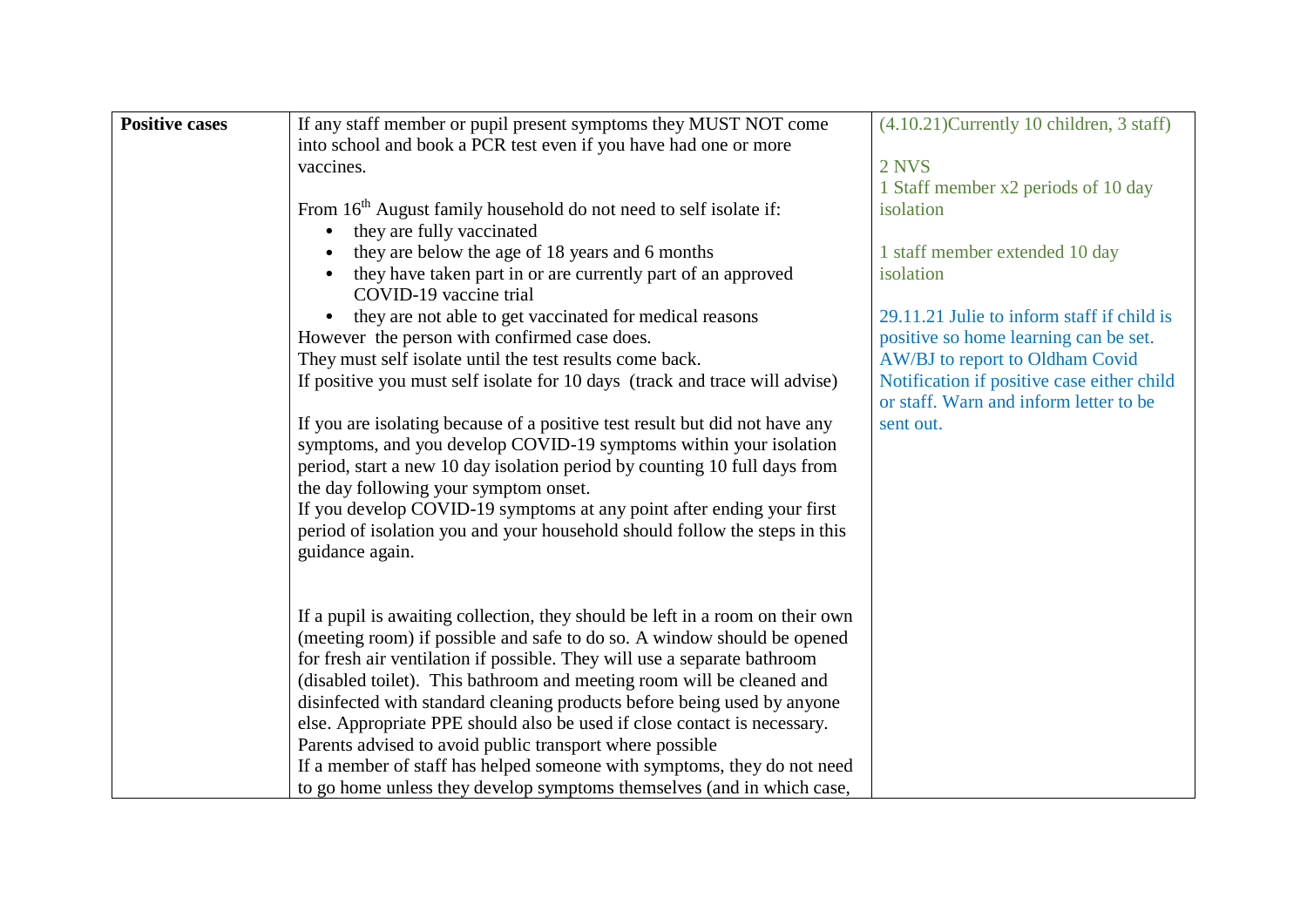| **Positive cases** | If any staff member or pupil present symptoms they MUST NOT come into school and book a PCR test even if you have had one or more vaccines.<br><br>From 16th August family household do not need to self isolate if:<br>• they are fully vaccinated<br>• they are below the age of 18 years and 6 months<br>• they have taken part in or are currently part of an approved COVID-19 vaccine trial<br>• they are not able to get vaccinated for medical reasons<br>However the person with confirmed case does.<br>They must self isolate until the test results come back.<br>If positive you must self isolate for 10 days (track and trace will advise)<br><br>If you are isolating because of a positive test result but did not have any symptoms, and you develop COVID-19 symptoms within your isolation period, start a new 10 day isolation period by counting 10 full days from the day following your symptom onset.<br>If you develop COVID-19 symptoms at any point after ending your first period of isolation you and your household should follow the steps in this guidance again.<br><br><br>If a pupil is awaiting collection, they should be left in a room on their own (meeting room) if possible and safe to do so. A window should be opened for fresh air ventilation if possible. They will use a separate bathroom (disabled toilet). This bathroom and meeting room will be cleaned and disinfected with standard cleaning products before being used by anyone else. Appropriate PPE should also be used if close contact is necessary.<br>Parents advised to avoid public transport where possible<br>If a member of staff has helped someone with symptoms, they do not need to go home unless they develop symptoms themselves (and in which case, | (4.10.21)Currently 10 children, 3 staff)<br><br>2 NVS<br>1 Staff member x2 periods of 10 day isolation<br><br>1 staff member extended 10 day isolation<br><br>29.11.21 Julie to inform staff if child is positive so home learning can be set. AW/BJ to report to Oldham Covid Notification if positive case either child or staff. Warn and inform letter to be sent out. |
|---|---|---|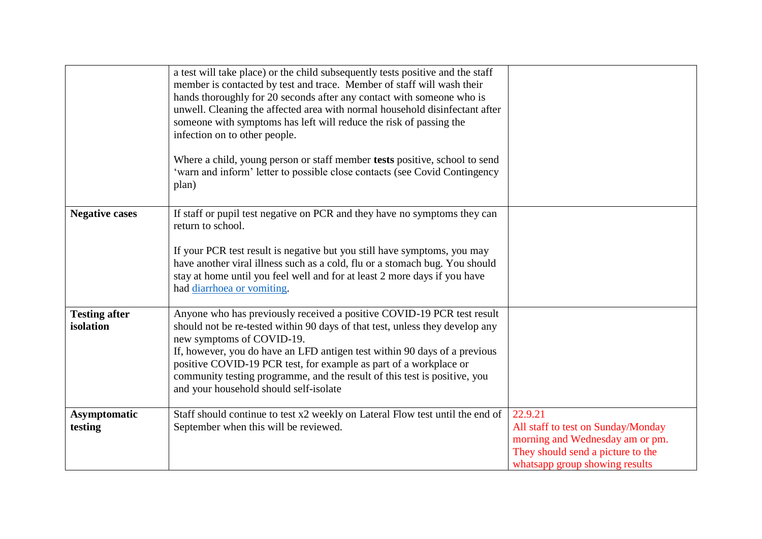| | | |
|---|---|---|
| | a test will take place) or the child subsequently tests positive and the staff member is contacted by test and trace. Member of staff will wash their hands thoroughly for 20 seconds after any contact with someone who is unwell. Cleaning the affected area with normal household disinfectant after someone with symptoms has left will reduce the risk of passing the infection on to other people.<br><br>Where a child, young person or staff member **tests** positive, school to send 'warn and inform' letter to possible close contacts (see Covid Contingency plan) | |
| **Negative cases** | If staff or pupil test negative on PCR and they have no symptoms they can return to school.<br><br>If your PCR test result is negative but you still have symptoms, you may have another viral illness such as a cold, flu or a stomach bug. You should stay at home until you feel well and for at least 2 more days if you have had [diarrhoea or vomiting](). | |
| **Testing after isolation** | Anyone who has previously received a positive COVID-19 PCR test result should not be re-tested within 90 days of that test, unless they develop any new symptoms of COVID-19.<br>If, however, you do have an LFD antigen test within 90 days of a previous positive COVID-19 PCR test, for example as part of a workplace or community testing programme, and the result of this test is positive, you and your household should self-isolate | |
| **Asymptomatic testing** | Staff should continue to test x2 weekly on Lateral Flow test until the end of September when this will be reviewed. | 22.9.21<br>All staff to test on Sunday/Monday morning and Wednesday am or pm. They should send a picture to the whatsapp group showing results |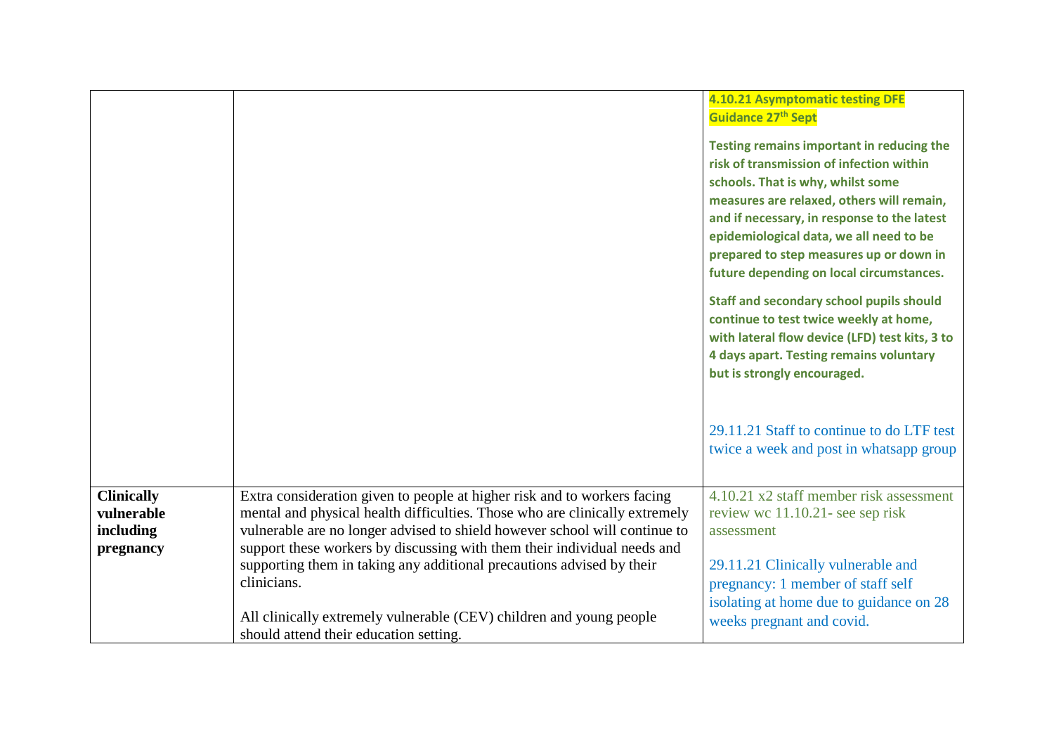| | | |
|---|---|---|
| | | **4.10.21 Asymptomatic testing DFE Guidance 27th Sept**<br><br>**Testing remains important in reducing the risk of transmission of infection within schools. That is why, whilst some measures are relaxed, others will remain, and if necessary, in response to the latest epidemiological data, we all need to be prepared to step measures up or down in future depending on local circumstances.**<br><br>**Staff and secondary school pupils should continue to test twice weekly at home, with lateral flow device (LFD) test kits, 3 to 4 days apart. Testing remains voluntary but is strongly encouraged.**<br><br>29.11.21 Staff to continue to do LTF test twice a week and post in whatsapp group |
| **Clinically vulnerable including pregnancy** | Extra consideration given to people at higher risk and to workers facing mental and physical health difficulties. Those who are clinically extremely vulnerable are no longer advised to shield however school will continue to support these workers by discussing with them their individual needs and supporting them in taking any additional precautions advised by their clinicians.<br><br>All clinically extremely vulnerable (CEV) children and young people should attend their education setting. | 4.10.21 x2 staff member risk assessment review wc 11.10.21- see sep risk assessment<br><br>29.11.21 Clinically vulnerable and pregnancy: 1 member of staff self isolating at home due to guidance on 28 weeks pregnant and covid. |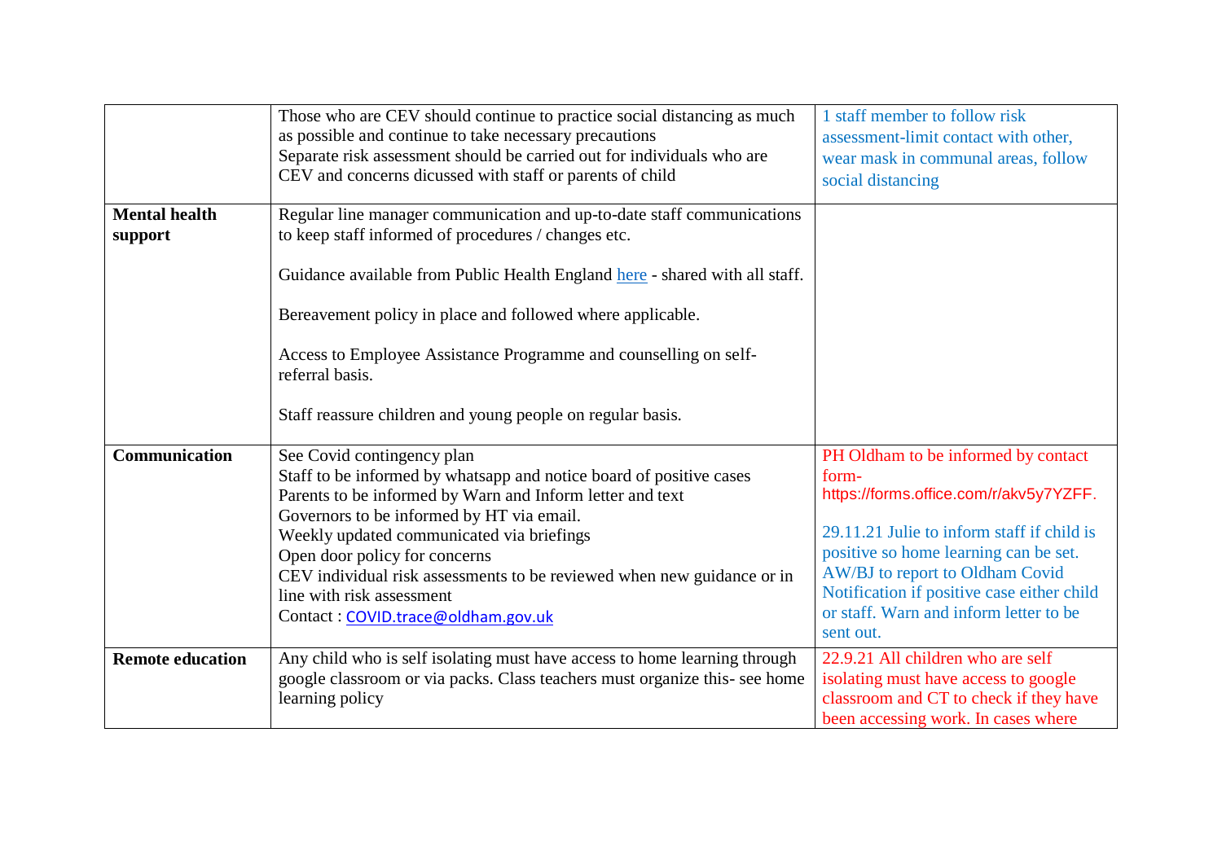| | | |
|---|---|---|
| | Those who are CEV should continue to practice social distancing as much as possible and continue to take necessary precautions<br>Separate risk assessment should be carried out for individuals who are CEV and concerns dicussed with staff or parents of child | 1 staff member to follow risk assessment-limit contact with other, wear mask in communal areas, follow social distancing |
| **Mental health support** | Regular line manager communication and up-to-date staff communications to keep staff informed of procedures / changes etc.<br><br>Guidance available from Public Health England here - shared with all staff.<br><br>Bereavement policy in place and followed where applicable.<br><br>Access to Employee Assistance Programme and counselling on self-referral basis.<br><br>Staff reassure children and young people on regular basis. | |
| **Communication** | See Covid contingency plan<br>Staff to be informed by whatsapp and notice board of positive cases<br>Parents to be informed by Warn and Inform letter and text<br>Governors to be informed by HT via email.<br>Weekly updated communicated via briefings<br>Open door policy for concerns<br>CEV individual risk assessments to be reviewed when new guidance or in line with risk assessment<br>Contact : COVID.trace@oldham.gov.uk | PH Oldham to be informed by contact form- https://forms.office.com/r/akv5y7YZFF.<br><br>29.11.21 Julie to inform staff if child is positive so home learning can be set. AW/BJ to report to Oldham Covid Notification if positive case either child or staff. Warn and inform letter to be sent out. |
| **Remote education** | Any child who is self isolating must have access to home learning through google classroom or via packs. Class teachers must organize this- see home learning policy | 22.9.21 All children who are self isolating must have access to google classroom and CT to check if they have been accessing work. In cases where |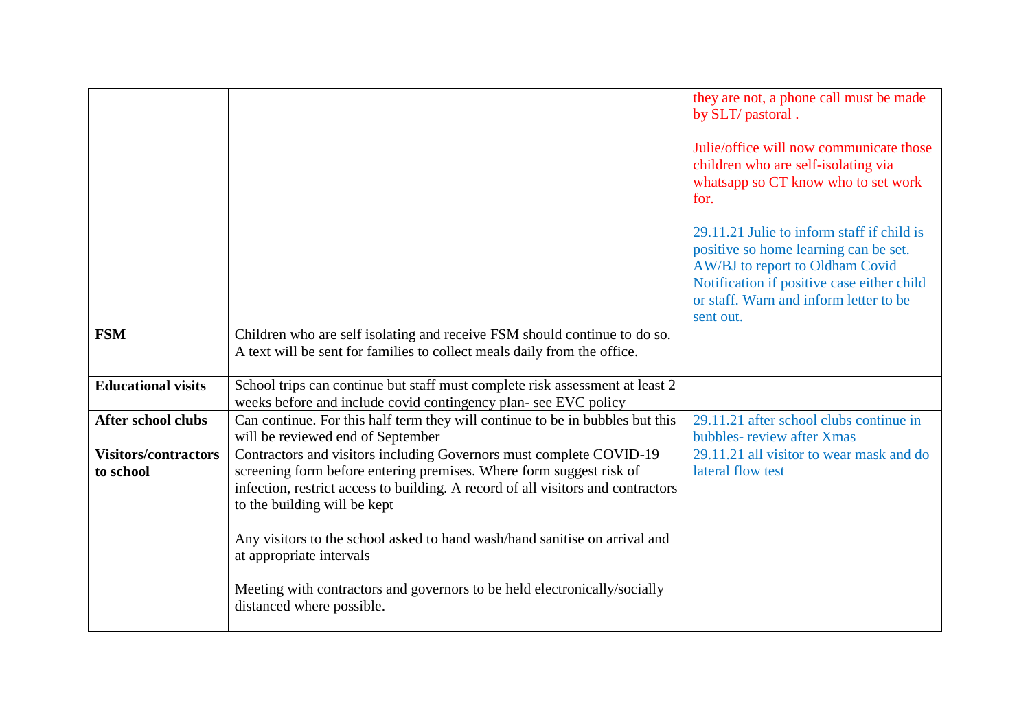| | | |
|---|---|---|
| | | they are not, a phone call must be made by SLT/ pastoral .<br><br>Julie/office will now communicate those children who are self-isolating via whatsapp so CT know who to set work for.<br><br>29.11.21 Julie to inform staff if child is positive so home learning can be set. AW/BJ to report to Oldham Covid Notification if positive case either child or staff. Warn and inform letter to be sent out. |
| **FSM** | Children who are self isolating and receive FSM should continue to do so. A text will be sent for families to collect meals daily from the office. | |
| **Educational visits** | School trips can continue but staff must complete risk assessment at least 2 weeks before and include covid contingency plan- see EVC policy | |
| **After school clubs** | Can continue. For this half term they will continue to be in bubbles but this will be reviewed end of September | 29.11.21 after school clubs continue in bubbles- review after Xmas |
| **Visitors/contractors to school** | Contractors and visitors including Governors must complete COVID-19 screening form before entering premises. Where form suggest risk of infection, restrict access to building. A record of all visitors and contractors to the building will be kept<br><br>Any visitors to the school asked to hand wash/hand sanitise on arrival and at appropriate intervals<br><br>Meeting with contractors and governors to be held electronically/socially distanced where possible. | 29.11.21 all visitor to wear mask and do lateral flow test |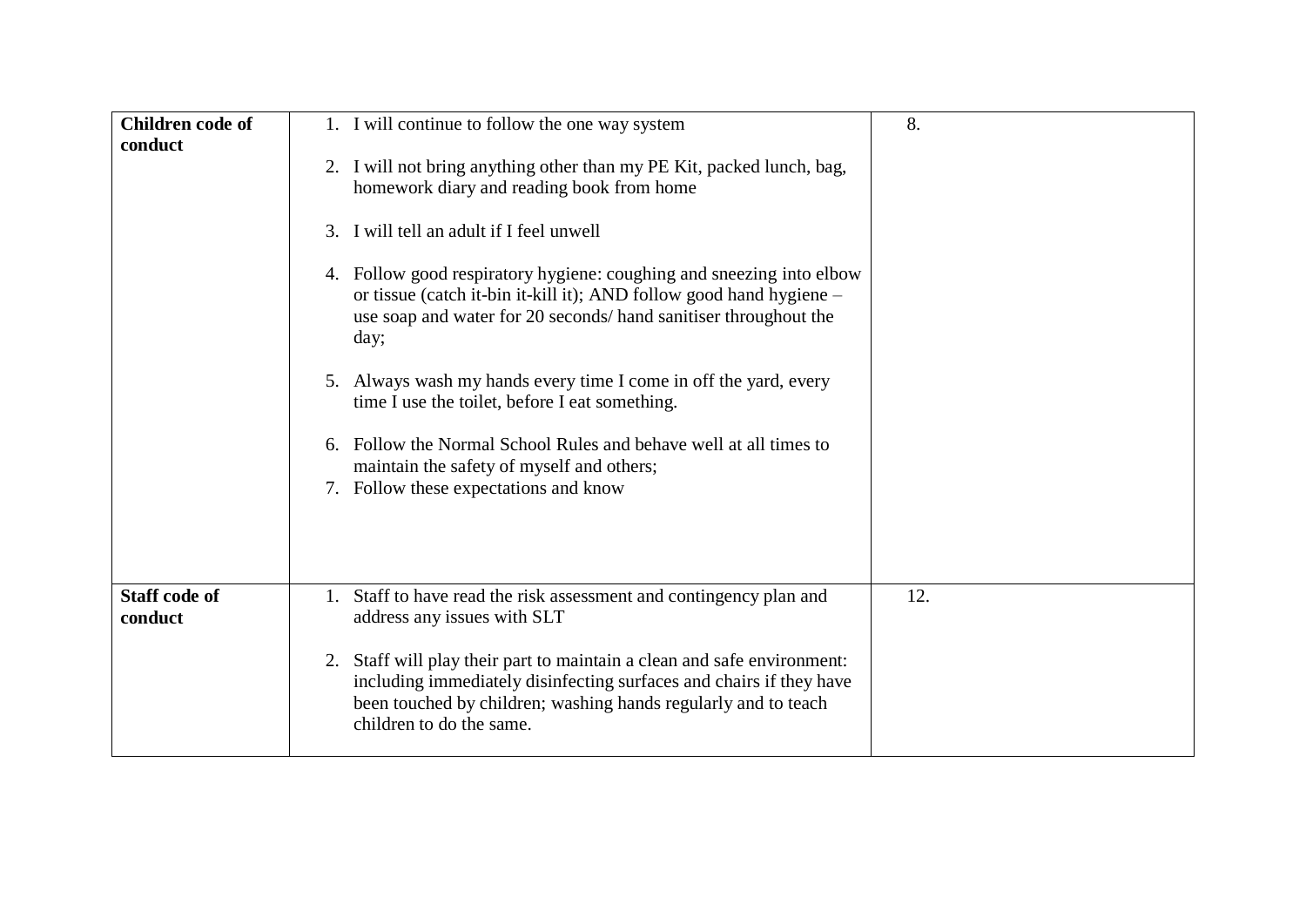| Children code of conduct | 1. I will continue to follow the one way system<br><br>2. I will not bring anything other than my PE Kit, packed lunch, bag, homework diary and reading book from home<br><br>3. I will tell an adult if I feel unwell<br><br>4. Follow good respiratory hygiene: coughing and sneezing into elbow or tissue (catch it-bin it-kill it); AND follow good hand hygiene – use soap and water for 20 seconds/ hand sanitiser throughout the day;<br><br>5. Always wash my hands every time I come in off the yard, every time I use the toilet, before I eat something.<br><br>6. Follow the Normal School Rules and behave well at all times to maintain the safety of myself and others;<br>7. Follow these expectations and know | 8. |
|---|---|---|
| **Staff code of conduct** | 1. Staff to have read the risk assessment and contingency plan and address any issues with SLT<br><br>2. Staff will play their part to maintain a clean and safe environment: including immediately disinfecting surfaces and chairs if they have been touched by children; washing hands regularly and to teach children to do the same. | 12. |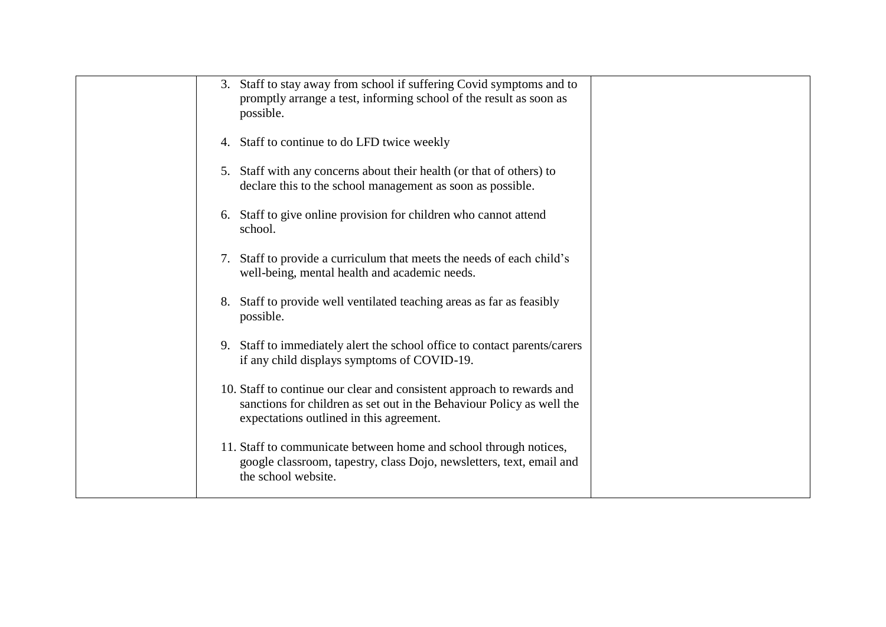| | | |
|---|---|---|
| | 3. Staff to stay away from school if suffering Covid symptoms and to promptly arrange a test, informing school of the result as soon as possible.<br><br>4. Staff to continue to do LFD twice weekly<br><br>5. Staff with any concerns about their health (or that of others) to declare this to the school management as soon as possible.<br><br>6. Staff to give online provision for children who cannot attend school.<br><br>7. Staff to provide a curriculum that meets the needs of each child's well-being, mental health and academic needs.<br><br>8. Staff to provide well ventilated teaching areas as far as feasibly possible.<br><br>9. Staff to immediately alert the school office to contact parents/carers if any child displays symptoms of COVID-19.<br><br>10. Staff to continue our clear and consistent approach to rewards and sanctions for children as set out in the Behaviour Policy as well the expectations outlined in this agreement.<br><br>11. Staff to communicate between home and school through notices, google classroom, tapestry, class Dojo, newsletters, text, email and the school website. | |